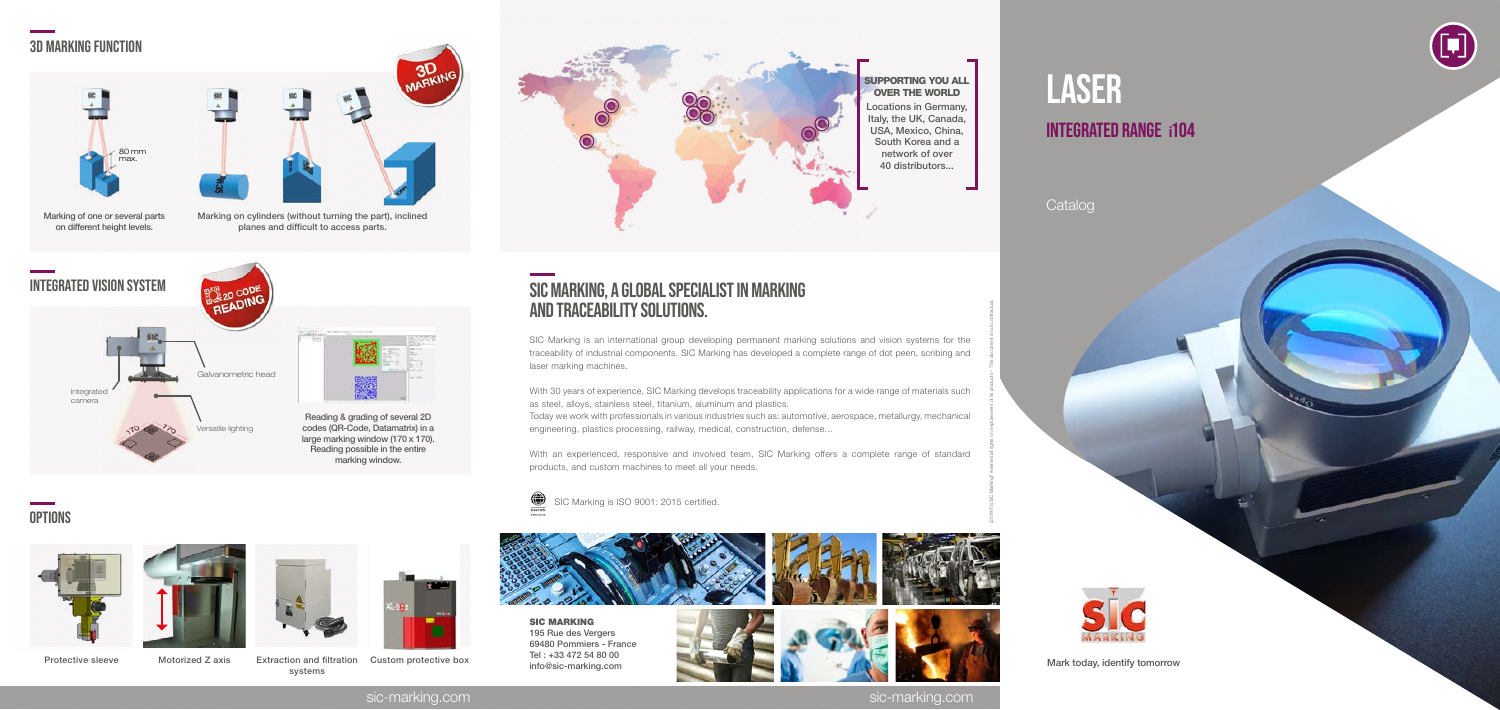## 3D MARKING FUNCTION

3D MARKING

80 mm max.

Marking of one or several parts on different height levels.

Marking on cylinders (without turning the part), inclined planes and difficult to access parts.

## INTEGRATED VISION SYSTEM

2D CODE READING

Galvanometric head

Integrated camera

Versatile lighting

170 170

Reading & grading of several 2D codes (QR-Code, Datamatrix) in a large marking window (170 x 170). Reading possible in the entire marking window.

## OPTIONS

Protective sleeve

Motorized Z axis

Extraction and filtration systems

Custom protective box

**SUPPORTING YOU ALL OVER THE WORLD**

Locations in Germany, Italy, the UK, Canada, USA, Mexico, China, South Korea and a network of over 40 distributors...

## SIC MARKING, A GLOBAL SPECIALIST IN MARKING AND TRACEABILITY SOLUTIONS.

SIC Marking is an international group developing permanent marking solutions and vision systems for the traceability of industrial components. SIC Marking has developed a complete range of dot peen, scribing and laser marking machines.

With 30 years of experience, SIC Marking develops traceability applications for a wide range of materials such as steel, alloys, stainless steel, titanium, aluminum and plastics.

Today we work with professionals in various industries such as: automotive, aerospace, metallurgy, mechanical engineering, plastics processing, railway, medical, construction, defense...

With an experienced, responsive and involved team, SIC Marking offers a complete range of standard products, and custom machines to meet all your needs.

SIC Marking is ISO 9001: 2015 certified.

**SIC MARKING**
195 Rue des Vergers
69480 Pommiers - France
Tel : +33 472 54 80 00
info@sic-marking.com

# LASER

## INTEGRATED RANGE i104

Catalog

Mark today, identify tomorrow

sic-marking.com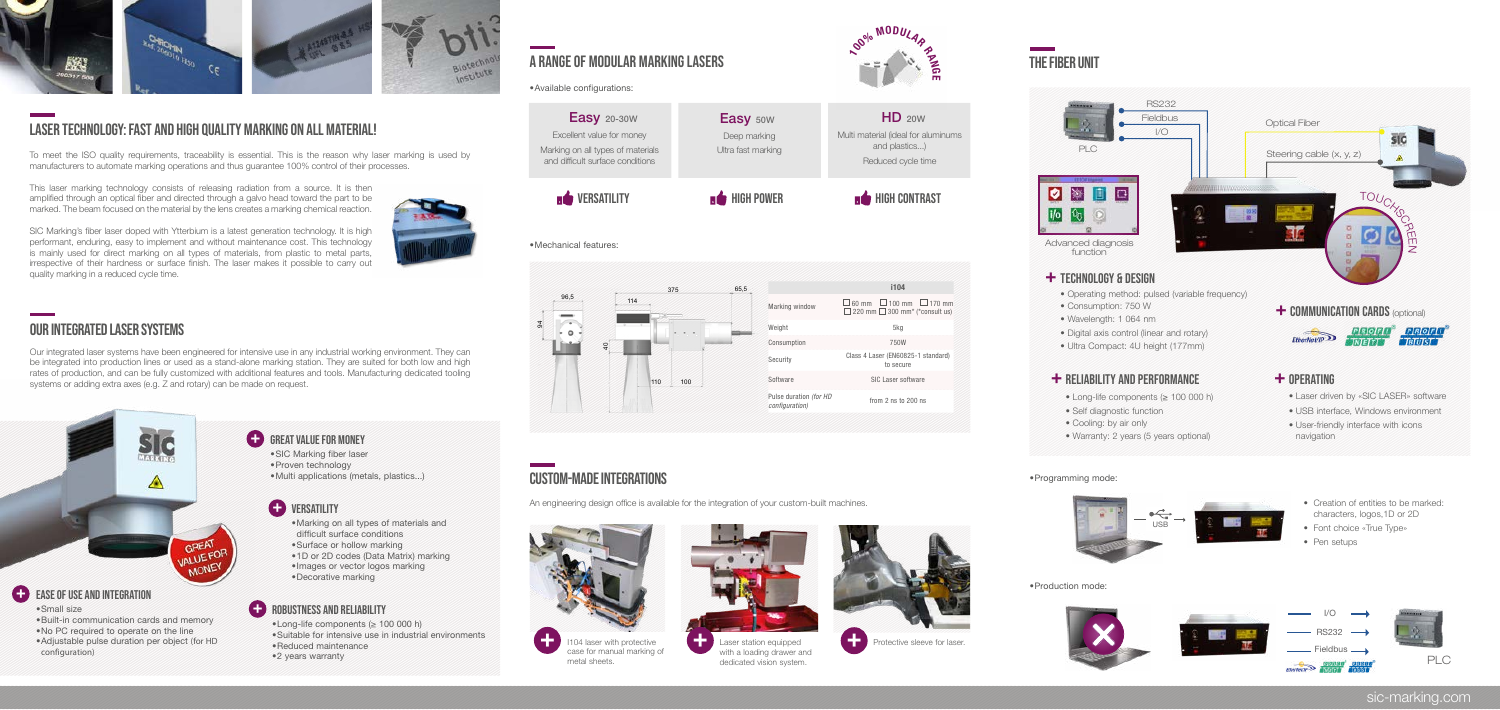## LASER TECHNOLOGY: FAST AND HIGH QUALITY MARKING ON ALL MATERIAL!

To meet the ISO quality requirements, traceability is essential. This is the reason why laser marking is used by manufacturers to automate marking operations and thus guarantee 100% control of their processes.

This laser marking technology consists of releasing radiation from a source. It is then amplified through an optical fiber and directed through a galvo head toward the part to be marked. The beam focused on the material by the lens creates a marking chemical reaction.

SIC Marking's fiber laser doped with Ytterbium is a latest generation technology. It is high performant, enduring, easy to implement and without maintenance cost. This technology is mainly used for direct marking on all types of materials, from plastic to metal parts, irrespective of their hardness or surface finish. The laser makes it possible to carry out quality marking in a reduced cycle time.

## OUR INTEGRATED LASER SYSTEMS

Our integrated laser systems have been engineered for intensive use in any industrial working environment. They can be integrated into production lines or used as a stand-alone marking station. They are suited for both low and high rates of production, and can be fully customized with additional features and tools. Manufacturing dedicated tooling systems or adding extra axes (e.g. Z and rotary) can be made on request.

### GREAT VALUE FOR MONEY

- SIC Marking fiber laser
- Proven technology
- Multi applications (metals, plastics...)

### VERSATILITY

- Marking on all types of materials and difficult surface conditions
- Surface or hollow marking
- 1D or 2D codes (Data Matrix) marking
- Images or vector logos marking
- Decorative marking

### EASE OF USE AND INTEGRATION

- Small size
- Built-in communication cards and memory
- No PC required to operate on the line
- Adjustable pulse duration per object (for HD configuration)

### ROBUSTNESS AND RELIABILITY

- Long-life components (≥ 100 000 h)
- Suitable for intensive use in industrial environments
- Reduced maintenance
- 2 years warranty

## A RANGE OF MODULAR MARKING LASERS

100% MODULAR RANGE

- Available configurations:

| Easy 20-30W | Easy 50W | HD 20W |
|---|---|---|
| Excellent value for money<br>Marking on all types of materials and difficult surface conditions | Deep marking<br>Ultra fast marking | Multi material (ideal for aluminums and plastics...)<br>Reduced cycle time |
| VERSATILITY | HIGH POWER | HIGH CONTRAST |

- Mechanical features:

96,5 114 375 65,5 94 40 110 100

| | i104 |
|---|---|
| Marking window | 60 mm / 100 mm / 170 mm / 220 mm / 300 mm* (*consult us) |
| Weight | 5kg |
| Consumption | 750W |
| Security | Class 4 Laser (EN60825-1 standard) to secure |
| Software | SIC Laser software |
| Pulse duration *(for HD configuration)* | from 2 ns to 200 ns |

## CUSTOM-MADE INTEGRATIONS

An engineering design office is available for the integration of your custom-built machines.

I104 laser with protective case for manual marking of metal sheets.

Laser station equipped with a loading drawer and dedicated vision system.

Protective sleeve for laser.

## THE FIBER UNIT

RS232
Fieldbus
I/O
PLC
Optical Fiber
Steering cable (x, y, z)
TOUCHSCREEN
Advanced diagnosis function

### TECHNOLOGY & DESIGN

- Operating method: pulsed (variable frequency)
- Consumption: 750 W
- Wavelength: 1 064 nm
- Digital axis control (linear and rotary)
- Ultra Compact: 4U height (177mm)

### COMMUNICATION CARDS (optional)

EtherNet/IP, PROFINET, PROFIBUS

### RELIABILITY AND PERFORMANCE

- Long-life components (≥ 100 000 h)
- Self diagnostic function
- Cooling: by air only
- Warranty: 2 years (5 years optional)

### OPERATING

- Laser driven by «SIC LASER» software
- USB interface, Windows environment
- User-friendly interface with icons navigation

- Programming mode:

USB

- Creation of entities to be marked: characters, logos,1D or 2D
- Font choice «True Type»
- Pen setups

- Production mode:

I/O
RS232
Fieldbus
PLC

sic-marking.com